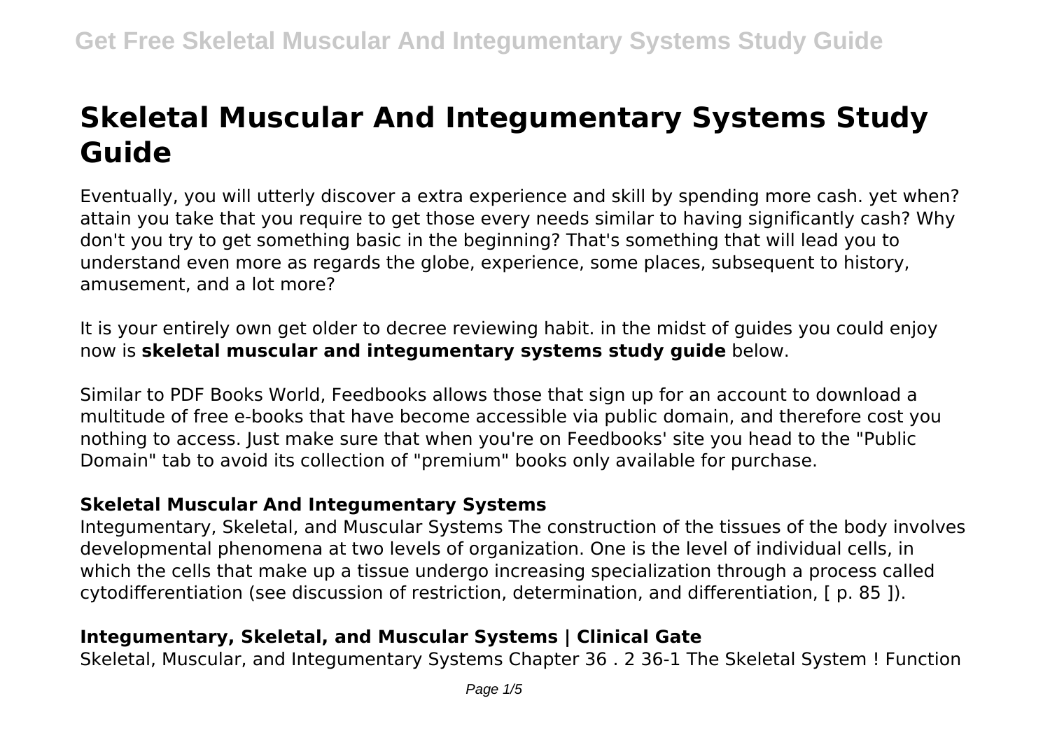# Skeletal Muscular And Integumentary Systems Study Guide

Eventually, you will utterly discover a extra experience and skill by spending more cash. yet when? attain you take that you require to get those every needs similar to having significantly cash? Why don't you try to get something basic in the beginning? That's something that will lead you to understand even more as regards the globe, experience, some places, subsequent to history, amusement, and a lot more?

It is your entirely own get older to decree reviewing habit. in the midst of guides you could enjoy now is **skeletal muscular and integumentary systems study guide** below.

Similar to PDF Books World, Feedbooks allows those that sign up for an account to download a multitude of free e-books that have become accessible via public domain, and therefore cost you nothing to access. Just make sure that when you're on Feedbooks' site you head to the "Public Domain" tab to avoid its collection of "premium" books only available for purchase.

### Skeletal Muscular And Integumentary Systems

Integumentary, Skeletal, and Muscular Systems The construction of the tissues of the body involves developmental phenomena at two levels of organization. One is the level of individual cells, in which the cells that make up a tissue undergo increasing specialization through a process called cytodifferentiation (see discussion of restriction, determination, and differentiation, [ p. 85 ]).

### Integumentary, Skeletal, and Muscular Systems | Clinical Gate

Skeletal, Muscular, and Integumentary Systems Chapter 36 . 2 36-1 The Skeletal System ! Function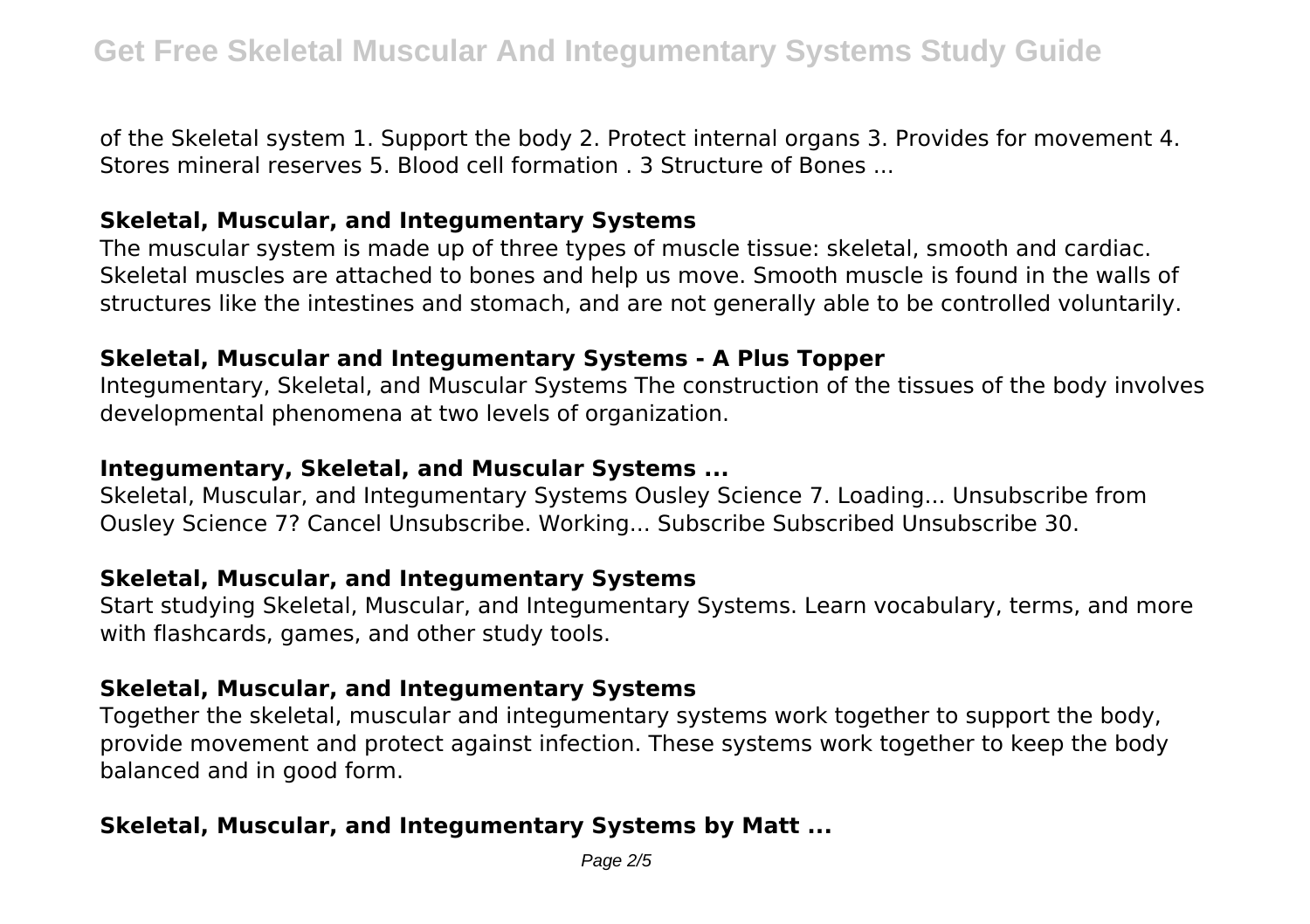of the Skeletal system 1. Support the body 2. Protect internal organs 3. Provides for movement 4. Stores mineral reserves 5. Blood cell formation . 3 Structure of Bones ...

### Skeletal, Muscular, and Integumentary Systems

The muscular system is made up of three types of muscle tissue: skeletal, smooth and cardiac. Skeletal muscles are attached to bones and help us move. Smooth muscle is found in the walls of structures like the intestines and stomach, and are not generally able to be controlled voluntarily.

### Skeletal, Muscular and Integumentary Systems - A Plus Topper

Integumentary, Skeletal, and Muscular Systems The construction of the tissues of the body involves developmental phenomena at two levels of organization.

### Integumentary, Skeletal, and Muscular Systems ...

Skeletal, Muscular, and Integumentary Systems Ousley Science 7. Loading... Unsubscribe from Ousley Science 7? Cancel Unsubscribe. Working... Subscribe Subscribed Unsubscribe 30.

### Skeletal, Muscular, and Integumentary Systems

Start studying Skeletal, Muscular, and Integumentary Systems. Learn vocabulary, terms, and more with flashcards, games, and other study tools.

### Skeletal, Muscular, and Integumentary Systems

Together the skeletal, muscular and integumentary systems work together to support the body, provide movement and protect against infection. These systems work together to keep the body balanced and in good form.

### Skeletal, Muscular, and Integumentary Systems by Matt ...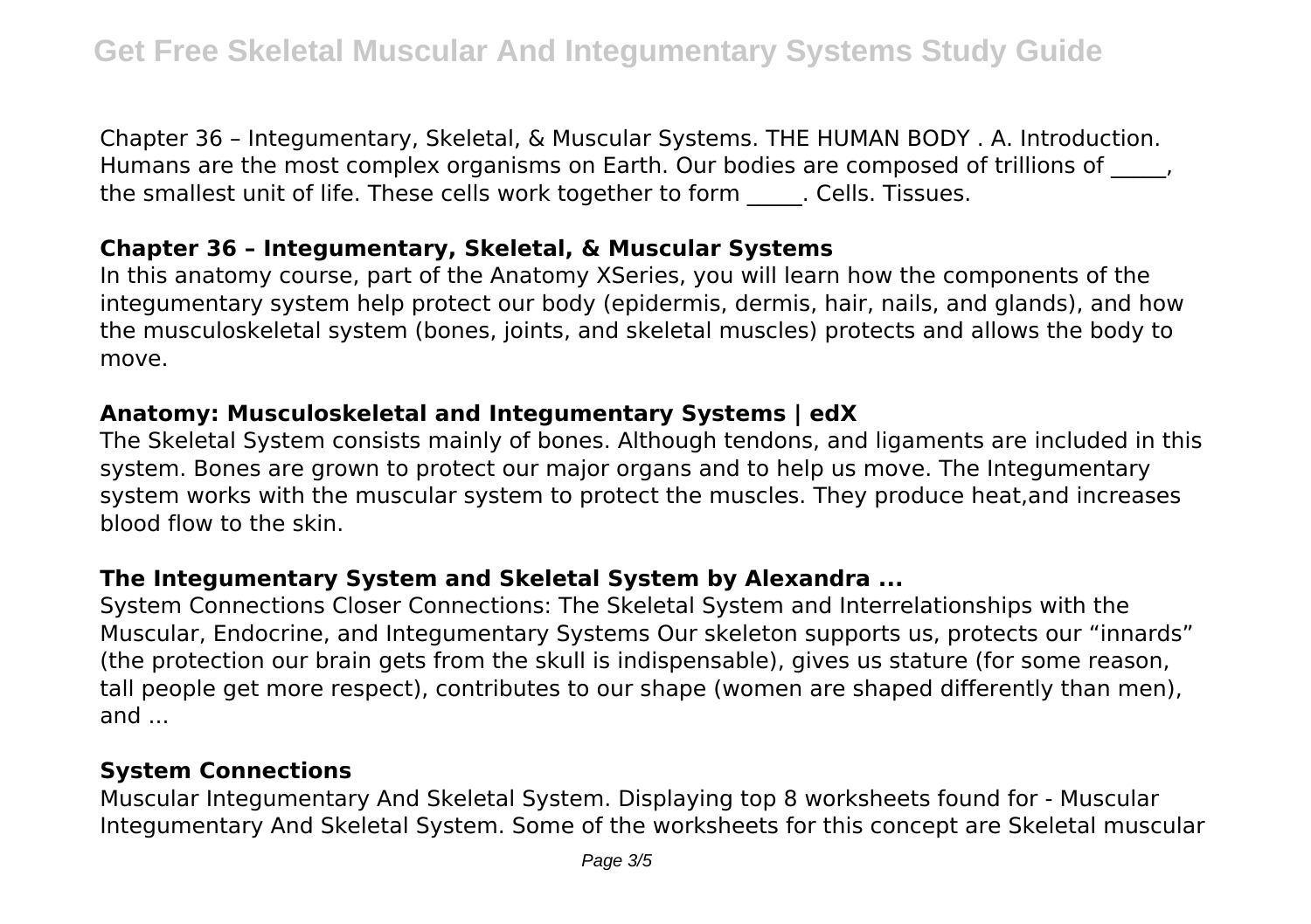Chapter 36 – Integumentary, Skeletal, & Muscular Systems. THE HUMAN BODY . A. Introduction. Humans are the most complex organisms on Earth. Our bodies are composed of trillions of _____, the smallest unit of life. These cells work together to form _____. Cells. Tissues.

### Chapter 36 – Integumentary, Skeletal, & Muscular Systems

In this anatomy course, part of the Anatomy XSeries, you will learn how the components of the integumentary system help protect our body (epidermis, dermis, hair, nails, and glands), and how the musculoskeletal system (bones, joints, and skeletal muscles) protects and allows the body to move.

### Anatomy: Musculoskeletal and Integumentary Systems | edX

The Skeletal System consists mainly of bones. Although tendons, and ligaments are included in this system. Bones are grown to protect our major organs and to help us move. The Integumentary system works with the muscular system to protect the muscles. They produce heat,and increases blood flow to the skin.

### The Integumentary System and Skeletal System by Alexandra ...

System Connections Closer Connections: The Skeletal System and Interrelationships with the Muscular, Endocrine, and Integumentary Systems Our skeleton supports us, protects our "innards" (the protection our brain gets from the skull is indispensable), gives us stature (for some reason, tall people get more respect), contributes to our shape (women are shaped differently than men), and ...

### System Connections

Muscular Integumentary And Skeletal System. Displaying top 8 worksheets found for - Muscular Integumentary And Skeletal System. Some of the worksheets for this concept are Skeletal muscular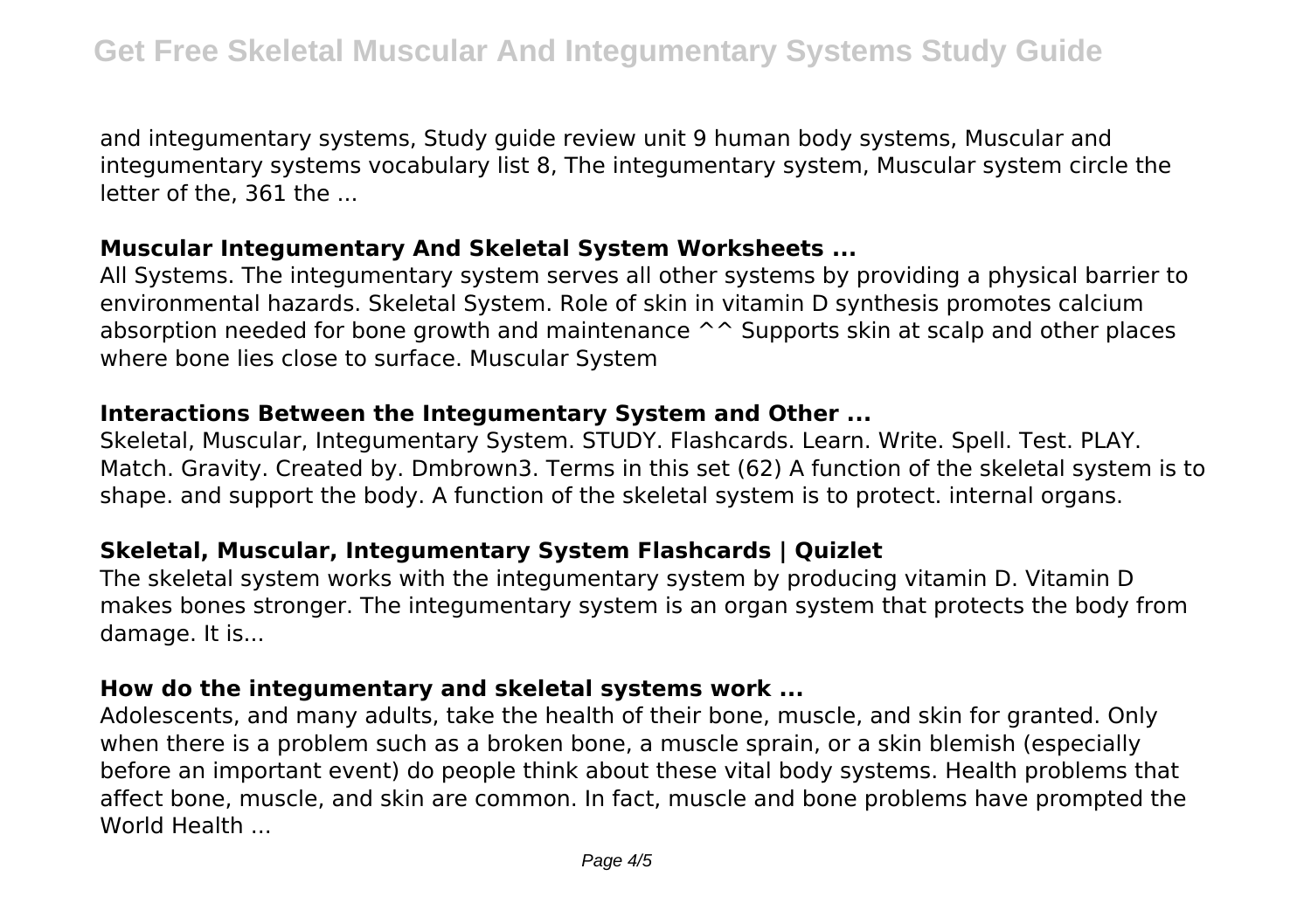and integumentary systems, Study guide review unit 9 human body systems, Muscular and integumentary systems vocabulary list 8, The integumentary system, Muscular system circle the letter of the, 361 the ...

### Muscular Integumentary And Skeletal System Worksheets ...

All Systems. The integumentary system serves all other systems by providing a physical barrier to environmental hazards. Skeletal System. Role of skin in vitamin D synthesis promotes calcium absorption needed for bone growth and maintenance ^^ Supports skin at scalp and other places where bone lies close to surface. Muscular System

### Interactions Between the Integumentary System and Other ...

Skeletal, Muscular, Integumentary System. STUDY. Flashcards. Learn. Write. Spell. Test. PLAY. Match. Gravity. Created by. Dmbrown3. Terms in this set (62) A function of the skeletal system is to shape. and support the body. A function of the skeletal system is to protect. internal organs.

### Skeletal, Muscular, Integumentary System Flashcards | Quizlet

The skeletal system works with the integumentary system by producing vitamin D. Vitamin D makes bones stronger. The integumentary system is an organ system that protects the body from damage. It is...

### How do the integumentary and skeletal systems work ...

Adolescents, and many adults, take the health of their bone, muscle, and skin for granted. Only when there is a problem such as a broken bone, a muscle sprain, or a skin blemish (especially before an important event) do people think about these vital body systems. Health problems that affect bone, muscle, and skin are common. In fact, muscle and bone problems have prompted the World Health ...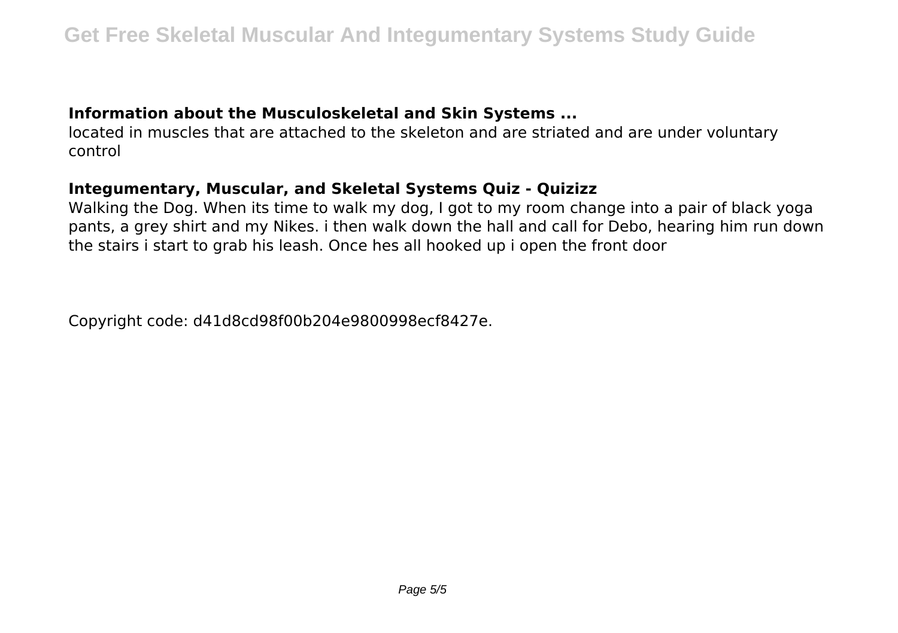### Information about the Musculoskeletal and Skin Systems ...

located in muscles that are attached to the skeleton and are striated and are under voluntary control

### Integumentary, Muscular, and Skeletal Systems Quiz - Quizizz

Walking the Dog. When its time to walk my dog, I got to my room change into a pair of black yoga pants, a grey shirt and my Nikes. i then walk down the hall and call for Debo, hearing him run down the stairs i start to grab his leash. Once hes all hooked up i open the front door

Copyright code: d41d8cd98f00b204e9800998ecf8427e.